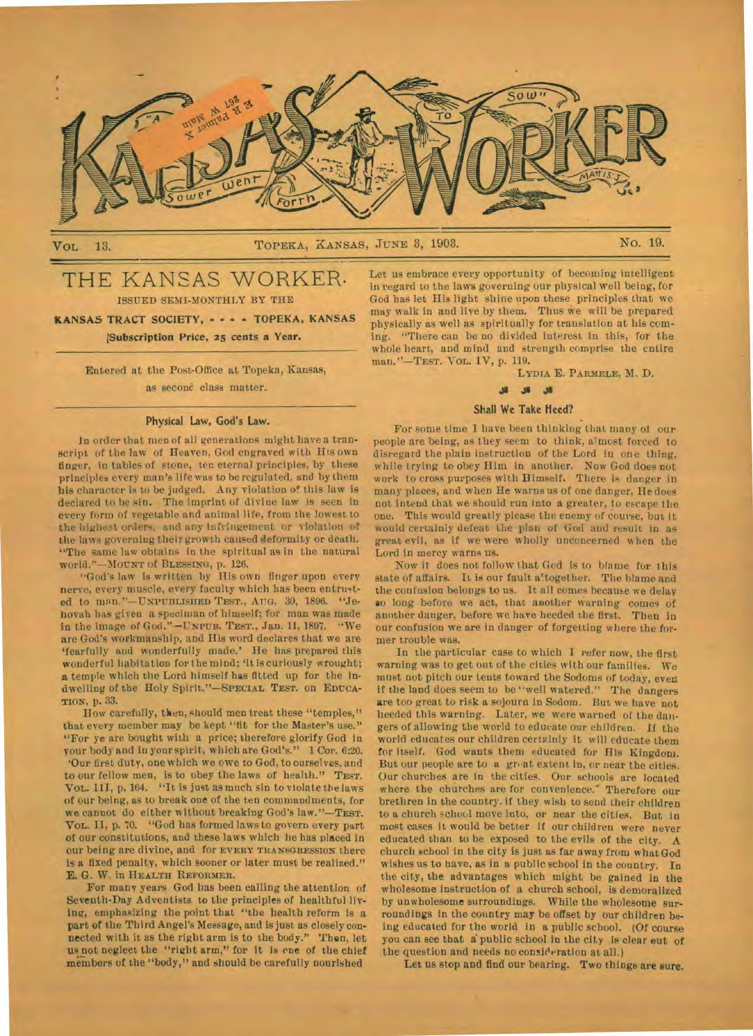# KANSAS WORKER

"A Sower Went Forth To Sow" MATT 13:3

VOL. 13. TOPEKA, KANSAS, JUNE 3, 1903. NO. 19.

## THE KANSAS WORKER.

ISSUED SEMI-MONTHLY BY THE

**KANSAS TRACT SOCIETY, - - - - TOPEKA, KANSAS**

**Subscription Price, 25 cents a Year.**

Entered at the Post-Office at Topeka, Kansas, as second class matter.

### Physical Law, God's Law.

In order that men of all generations might have a transcript of the law of Heaven, God engraved with His own finger, in tables of stone, ten eternal principles, by these principles every man's life was to be regulated, and by them his character is to be judged. Any violation of this law is declared to be sin. The imprint of divine law is seen in every form of vegetable and animal life, from the lowest to the highest orders, and any infringement or violation of the laws governing their growth caused deformity or death. "The same law obtains in the spiritual as in the natural world."—MOUNT OF BLESSING, p. 126.

"God's law is written by His own finger upon every nerve, every muscle, every faculty which has been entrusted to man."—UNPUBLISHED TEST., AUG. 30, 1896. "Jehovah has given a speciman of himself; for man was made in the image of God."—UNPUB. TEST., Jan. 11, 1897. "We are God's workmanship, and His word declares that we are 'fearfully and wonderfully made.' He has prepared this wonderful habitation for the mind; 'it is curiously wrought; a temple which the Lord himself has fitted up for the indwelling of the Holy Spirit."—SPECIAL TEST. on EDUCATION, p. 33.

How carefully, then, should men treat these "temples," that every member may be kept "fit for the Master's use." "For ye are bought with a price; therefore glorify God in your body and in your spirit, which are God's." 1 Cor. 6:20. 'Our first duty, one which we owe to God, to ourselves, and to our fellow men, is to obey the laws of health." TEST. VOL. III, p. 164. "It is just as much sin to violate the laws of our being, as to break one of the ten commandments, for we cannot do either without breaking God's law."—TEST. VOL. II, p. 70. "God has formed laws to govern every part of our constitutions, and these laws which he has placed in our being are divine, and for EVERY TRANSGRESSION there is a fixed penalty, which sooner or later must be realized." E. G. W. in HEALTH REFORMER.

For many years God has been calling the attention of Seventh-Day Adventists to the principles of healthful living, emphasizing the point that "the health reform is a part of the Third Angel's Message, and is just as closely connected with it as the right arm is to the body." Then, let us not neglect the "right arm," for it is one of the chief members of the "body," and should be carefully nourished Let us embrace every opportunity of becoming intelligent in regard to the laws governing our physical well being, for God has let His light shine upon these principles that we may walk in and live by them. Thus we will be prepared physically as well as spiritually for translation at his coming. "There can be no divided interest in this, for the whole heart, and mind and strength comprise the entire man."—TEST. VOL. IV, p. 119.

LYDIA E. PARMELE, M. D.

### Shall We Take Heed?

For some time I have been thinking that many of our people are being, as they seem to think, almost forced to disregard the plain instruction of the Lord in one thing, while trying to obey Him in another. Now God does not work to cross purposes with Himself. There is danger in many places, and when He warns us of one danger, He does not intend that we should run into a greater, to escape the one. This would greatly please the enemy of course, but it would certainly defeat the plan of God and result in as great evil, as if we were wholly unconcerned when the Lord in mercy warns us.

Now it does not follow that God is to blame for this state of affairs. It is our fault altogether. The blame and the confusion belongs to us. It all comes because we delay so long before we act, that another warning comes of another danger, before we have heeded the first. Then in our confusion we are in danger of forgetting where the former trouble was.

In the particular case to which I refer now, the first warning was to get out of the cities with our families. We must not pitch our tents toward the Sodoms of today, even if the land does seem to be "well watered." The dangers are too great to risk a sojourn in Sodom. But we have not heeded this warning. Later, we were warned of the dangers of allowing the world to educate our children. If the world educates our children certainly it will educate them for itself. God wants them educated for His Kingdom. But our people are to a great extent in, or near the cities. Our churches are in the cities. Our schools are located where the churches are for convenience. Therefore our brethren in the country, if they wish to send their children to a church school move into, or near the cities. But in most cases it would be better if our children were never educated than to be exposed to the evils of the city. A church school in the city is just as far away from what God wishes us to have, as in a public school in the country. In the city, the advantages which might be gained in the wholesome instruction of a church school, is demoralized by unwholesome surroundings. While the wholesome surroundings in the country may be offset by our children being educated for the world in a public school. (Of course you can see that a public school in the city is clear out of the question and needs no consideration at all.)

Let us stop and find our bearing. Two things are sure.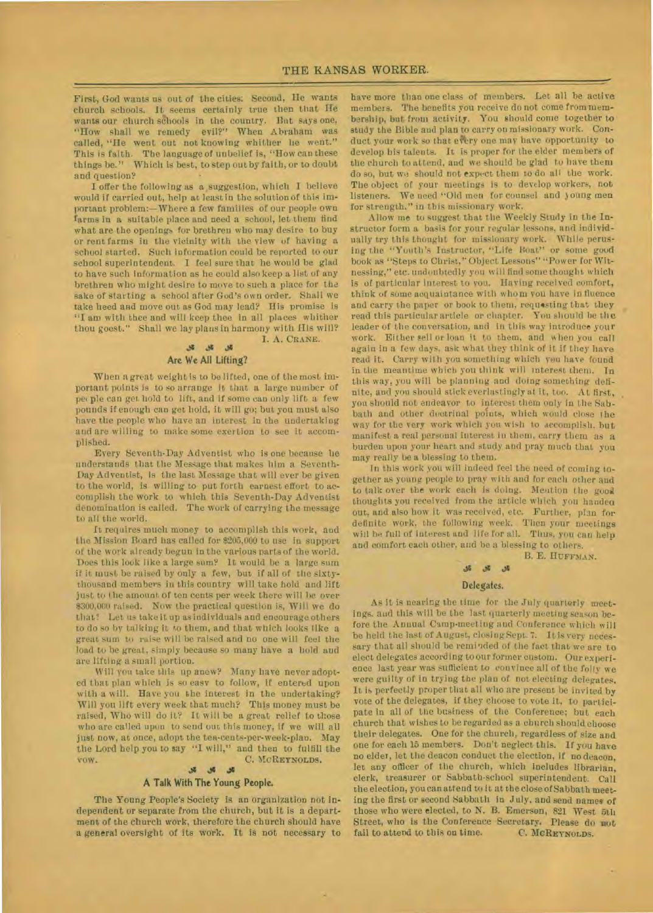First, God wants us out of the cities. Second, He wants church schools. It seems certainly true then that He wants our church schools in the country. But says one, "How shall we remedy evil?" When Abraham was called, "He went out not knowing whither he went." This is faith. The language of unbelief is, "How can these things be." Which is best, to step out by faith, or to doubt and question?

I offer the following as a suggestion, which I believe would if carried out, help at least in the solution of this important problem:—Where a few families of our people own farms in a suitable place and need a school, let them find what are the openings for brethren who may desire to buy or rent farms in the vicinity with the view of having a school started. Such information could be reported to our school superintendent. I feel sure that he would be glad to have such information as he could also keep a list of any brethren who might desire to move to such a place for the sake of starting a school after God's own order. Shall we take heed and move out as God may lead? His promise is "I am with thee and will keep thee in all places whither thou goest." Shall we lay plans in harmony with His will?

I. A. CRANE.

## Are We All Lifting?

When a great weight is to be lifted, one of the most important points is to so arrange it that a large number of people can get hold to lift, and if some can only lift a few pounds if enough can get hold, it will go; but you must also have the people who have an interest in the undertaking and are willing to make some exertion to see it accomplished.

Every Seventh-Day Adventist who is one because he understands that the Message that makes him a Seventh-Day Adventist, is the last Message that will ever be given to the world, is willing to put forth earnest effort to accomplish the work to which this Seventh-Day Adventist denomination is called. The work of carrying the message to all the world.

It requires much money to accomplish this work, and the Mission Board has called for $205,000 to use in support of the work already begun in the various parts of the world. Does this look like a large sum? It would be a large sum if it must be raised by only a few, but if all of the sixty-thousand members in this country will take hold and lift just to the amount of ten cents per week there will be over $300,000 raised. Now the practical question is, Will we do that? Let us take it up as individuals and encourage others to do so by talking it to them, and that which looks like a great sum to raise will be raised and no one will feel the load to be great, simply because so many have a hold and are lifting a small portion.

Will you take this up anew? Many have never adopted that plan which is so easy to follow, if entered upon with a will. Have you the interest in the undertaking? Will you lift every week that much? This money must be raised, Who will do it? It will be a great relief to those who are called upon to send out this money, if we will all just now, at once, adopt the ten-cents-per-week-plan. May the Lord help you to say "I will," and then to fulfill the vow.

C. MCREYNOLDS.

## A Talk With The Young People.

The Young People's Society is an organization not independent or separate from the church, but it is a department of the church work, therefore the church should have a general oversight of its work. It is not necessary to have more than one class of members. Let all be active members. The benefits you receive do not come from membership, but from activity. You should come together to study the Bible and plan to carry on missionary work. Conduct your work so that every one may have opportunity to develop his talents. It is proper for the elder members of the church to attend, and we should be glad to have them do so, but we should not expect them to do all the work. The object of your meetings is to develop workers, not listeners. We need "Old men for counsel and young men for strength," in this missionary work.

Allow me to suggest that the Weekly Study in the Instructor form a basis for your regular lessons, and individually try this thought for missionary work. While perusing the "Youth's Instructor, "Life Boat" or some good book as "Steps to Christ," Object Lessons" "Power for Witnessing," etc. undoubtedly you will find some thought which is of particular interest to you. Having received comfort, think of some acquaintance with whom you have influence and carry the paper or book to them, requesting that they read this particular article or chapter. You should be the leader of the conversation, and in this way introduce your work. Either sell or loan it to them, and when you call again in a few days, ask what they think of it if they have read it. Carry with you something which you have found in the meantime which you think will interest them. In this way, you will be planning and doing something definite, and you should stick everlastingly at it, too. At first, you should not endeavor to interest them only in the Sabbath and other doctrinal points, which would close the way for the very work which you wish to accomplish, but manifest a real personal interest in them, carry them as a burden upon your heart and study and pray much that you may really be a blessing to them.

In this work you will indeed feel the need of coming together as young people to pray with and for each other and to talk over the work each is doing. Mention the good thoughts you received from the article which you handed out, and also how it was received, etc. Further, plan for definite work, the following week. Then your meetings will be full of interest and life for all. Thus, you can help and comfort each other, and be a blessing to others.

B. E. HUFFMAN.

## Delegates.

As it is nearing the time for the July quarterly meetings, and this will be the last quarterly meeting season before the Annual Camp-meeting and Conference which will be held the last of August, closing Sept. 7. It is very necessary that all should be reminded of the fact that we are to elect delegates according to our former custom. Our experience last year was sufficient to convince all of the folly we were guilty of in trying the plan of not electing delegates. It is perfectly proper that all who are present be invited by vote of the delegates, if they choose to vote it, to participate in all of the business of the Conference; but each church that wishes to be regarded as a church should choose their delegates. One for the church, regardless of size and one for each 15 members. Don't neglect this. If you have no elder, let the deacon conduct the election, if no deacon, let any officer of the church, which includes librarian, clerk, treasurer or Sabbath-school superintendent. Call the election, you can attend to it at the close of Sabbath meeting the first or second Sabbath in July, and send names of those who were elected, to N. B. Emerson, 821 West 5th Street, who is the Conference Secretary. Please do not fail to attend to this on time.

C. MCREYNOLDS.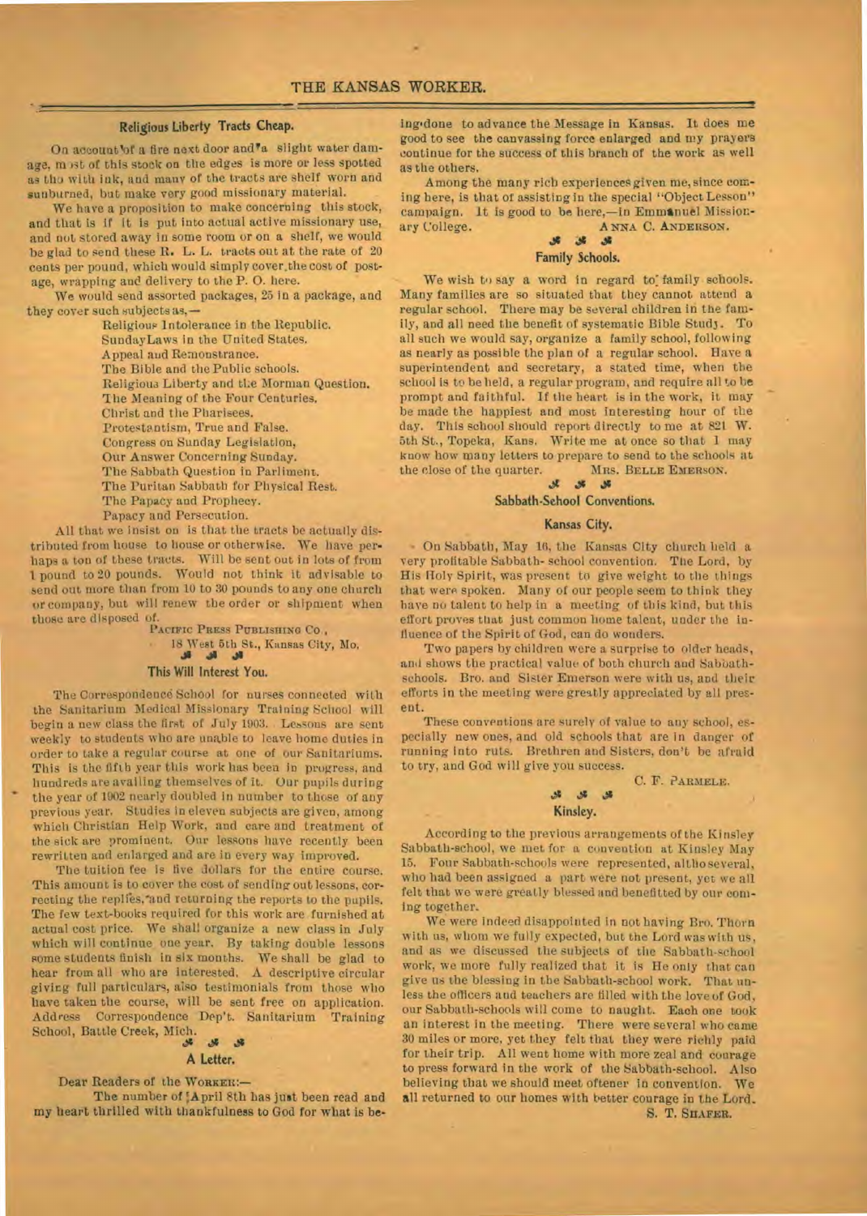## Religious Liberty Tracts Cheap.

On account of a fire next door and a slight water damage, most of this stock on the edges is more or less spotted as tho with ink, and many of the tracts are shelf worn and sunburned, but make very good missionary material.

We have a proposition to make concerning this stock, and that is if it is put into actual active missionary use, and not stored away in some room or on a shelf, we would be glad to send these R. L. L. tracts out at the rate of 20 cents per pound, which would simply cover the cost of postage, wrapping and delivery to the P. O. here.

We would send assorted packages, 25 in a package, and they cover such subjects as,—

- Religious Intolerance in the Republic.
- SundayLaws in the United States.
- Appeal and Remonstrance.
- The Bible and the Public schools.
- Religious Liberty and the Mormon Question.
- The Meaning of the Four Centuries.
- Christ and the Pharisees.
- Protestantism, True and False.
- Congress on Sunday Legislation,
- Our Answer Concerning Sunday.
- The Sabbath Question in Parliment.
- The Puritan Sabbath for Physical Rest.
- The Papacy and Prophecy.
- Papacy and Persecution.

All that we insist on is that the tracts be actually distributed from house to house or otherwise. We have perhaps a ton of these tracts. Will be sent out in lots of from 1 pound to 20 pounds. Would not think it advisable to send out more than from 10 to 30 pounds to any one church or company, but will renew the order or shipment when those are disposed of.

PACIFIC PRESS PUBLISHING CO.,
18 West 5th St., Kansas City, Mo.

## This Will Interest You.

The Correspondence School for nurses connected with the Sanitarium Medical Missionary Training School will begin a new class the first of July 1903. Lessons are sent weekly to students who are unable to leave home duties in order to take a regular course at one of our Sanitariums. This is the fifth year this work has been in progress, and hundreds are availing themselves of it. Our pupils during the year of 1902 nearly doubled in number to those of any previous year. Studies in eleven subjects are given, among which Christian Help Work, and care and treatment of the sick are prominent. Our lessons have recently been rewritten and enlarged and are in every way improved.

The tuition fee is five dollars for the entire course. This amount is to cover the cost of sending out lessons, correcting the replies, and returning the reports to the pupils. The few text-books required for this work are furnished at actual cost price. We shall organize a new class in July which will continue one year. By taking double lessons some students finish in six months. We shall be glad to hear from all who are interested. A descriptive circular giving full particulars, also testimonials from those who have taken the course, will be sent free on application. Address Correspondence Dep't. Sanitarium Training School, Battle Creek, Mich.

## A Letter.

Dear Readers of the WORKER:—

The number of April 8th has just been read and my heart thrilled with thankfulness to God for what is being done to advance the Message in Kansas. It does me good to see the canvassing force enlarged and my prayers continue for the success of this branch of the work as well as the others.

Among the many rich experiences given me, since coming here, is that of assisting in the special "Object Lesson" campaign. It is good to be here,—in Emmanuel Missionary College.

ANNA C. ANDERSON.

## Family Schools.

We wish to say a word in regard to family schools. Many families are so situated that they cannot attend a regular school. There may be several children in the family, and all need the benefit of systematic Bible Study. To all such we would say, organize a family school, following as nearly as possible the plan of a regular school. Have a superintendent and secretary, a stated time, when the school is to be held, a regular program, and require all to be prompt and faithful. If the heart is in the work, it may be made the happiest and most interesting hour of the day. This school should report directly to me at 821 W. 5th St., Topeka, Kans. Write me at once so that I may know how many letters to prepare to send to the schools at the close of the quarter.

MRS. BELLE EMERSON.

## Sabbath-School Conventions.

### Kansas City.

On Sabbath, May 16, the Kansas City church held a very profitable Sabbath-school convention. The Lord, by His Holy Spirit, was present to give weight to the things that were spoken. Many of our people seem to think they have no talent to help in a meeting of this kind, but this effort proves that just common home talent, under the influence of the Spirit of God, can do wonders.

Two papers by children were a surprise to older heads, and shows the practical value of both church and Sabbath-schools. Bro. and Sister Emerson were with us, and their efforts in the meeting were greatly appreciated by all present.

These conventions are surely of value to any school, especially new ones, and old schools that are in danger of running into ruts. Brethren and Sisters, don't be afraid to try, and God will give you success.

C. F. PARMELE.

### Kinsley.

According to the previous arrangements of the Kinsley Sabbath-school, we met for a convention at Kinsley May 15. Four Sabbath-schools were represented, altho several, who had been assigned a part were not present, yet we all felt that we were greatly blessed and benefitted by our coming together.

We were indeed disappointed in not having Bro. Thorn with us, whom we fully expected, but the Lord was with us, and as we discussed the subjects of the Sabbath-school work, we more fully realized that it is He only that can give us the blessing in the Sabbath-school work. That unless the officers and teachers are filled with the love of God, our Sabbath-schools will come to naught. Each one took an interest in the meeting. There were several who came 30 miles or more, yet they felt that they were richly paid for their trip. All went home with more zeal and courage to press forward in the work of the Sabbath-school. Also believing that we should meet oftener in convention. We all returned to our homes with better courage in the Lord.

S. T. SHAFER.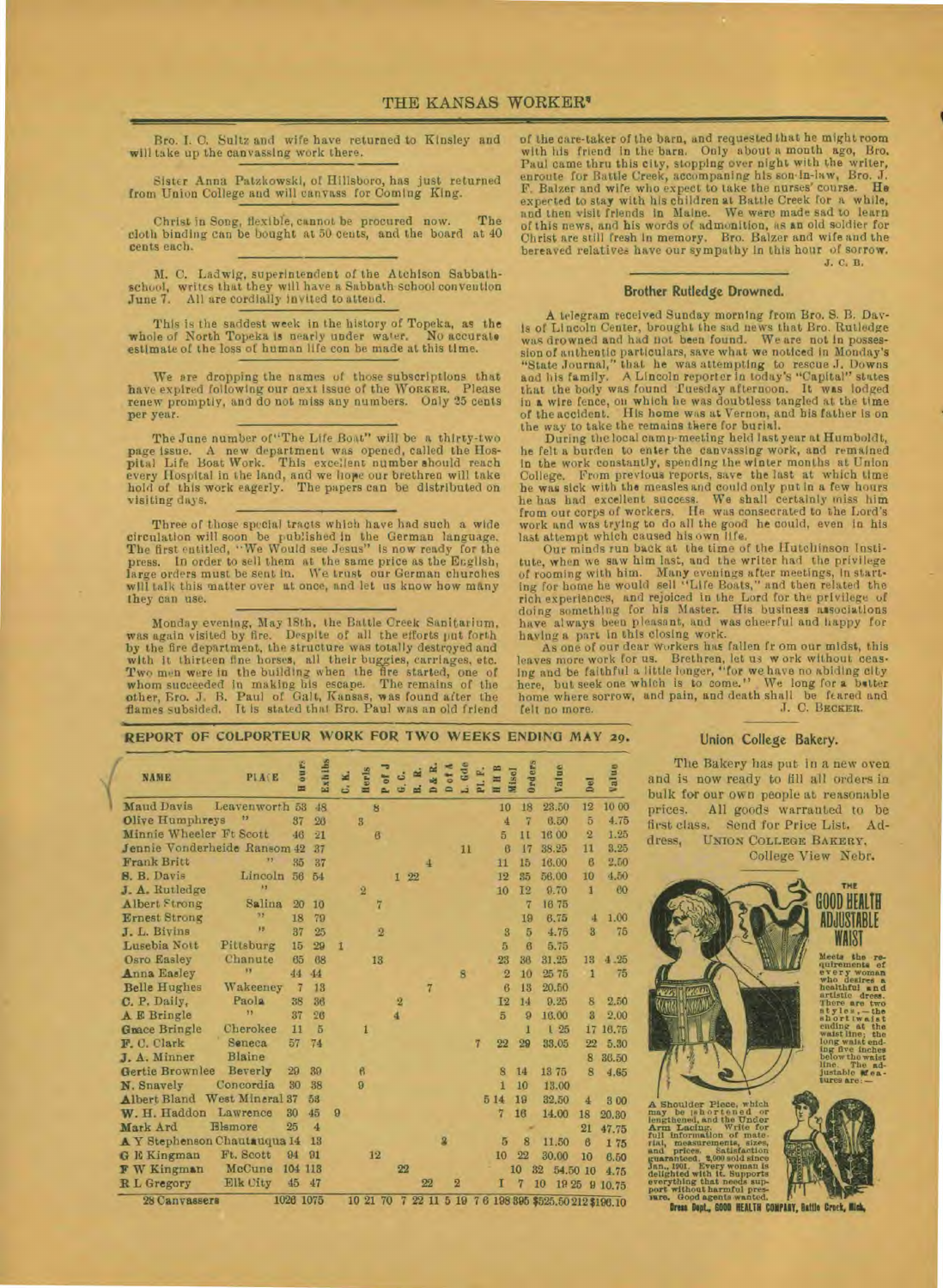Bro. I. C. Sultz and wife have returned to Kinsley and will take up the canvassing work there.

Sister Anna Patzkowski, of Hillsboro, has just returned from Union College and will canvass for Coming King.

Christ in Song, flexible, cannot be procured now. The cloth binding can be bought at 50 cents, and the board at 40 cents each.

M. C. Ladwig, superintendent of the Atchison Sabbath-school, writes that they will have a Sabbath-school convention June 7. All are cordially invited to attend.

This is the saddest week in the history of Topeka, as the whole of North Topeka is nearly under water. No accurate estimate of the loss of human life con be made at this time.

We are dropping the names of those subscriptions that have expired following our next issue of the WORKER. Please renew promptly, and do not miss any numbers. Only 25 cents per year.

The June number of "The Life Boat" will be a thirty-two page issue. A new department was opened, called the Hospital Life Boat Work. This excellent number should reach every Hospital in the land, and we hope our brethren will take hold of this work eagerly. The papers can be distributed on visiting days.

Three of those special tracts which have had such a wide circulation will soon be published in the German language. The first entitled, "We Would see Jesus" is now ready for the press. In order to sell them at the same price as the English, large orders must be sent in. We trust our German churches will talk this matter over at once, and let us know how many they can use.

Monday evening, May 18th, the Battle Creek Sanitarium, was again visited by fire. Despite of all the efforts put forth by the fire department, the structure was totally destroyed and with it thirteen fine horses, all their buggies, carriages, etc. Two men were in the building when the fire started, one of whom succeeded in making his escape. The remains of the other, Bro. J. B. Paul of Galt, Kansas, was found after the flames subsided. It is stated that Bro. Paul was an old friend of the care-taker of the barn, and requested that he might room with his friend in the barn. Only about a month ago, Bro. Paul came thru this city, stopping over night with the writer, enroute for Battle Creek, accompaning his son-in-law, Bro. J. F. Balzer and wife who expect to take the nurses' course. He expected to stay with his children at Battle Creek for a while, and then visit friends in Maine. We were made sad to learn of this news, and his words of admonition, as an old soldier for Christ are still fresh in memory. Bro. Balzer and wife and the bereaved relatives have our sympathy in this hour of sorrow.

J. C. B.

## Brother Rutledge Drowned.

A telegram received Sunday morning from Bro. S. B. Davis of Lincoln Center, brought the sad news that Bro. Rutledge was drowned and had not been found. We are not in possession of authentic particulars, save what we noticed in Monday's "State Journal," that he was attempting to rescue J. Downs and his family. A Lincoln reporter in today's "Capital" states that the body was found Tuesday afternoon. It was lodged in a wire fence, on which he was doubtless tangled at the time of the accident. His home was at Vernon, and his father is on the way to take the remains there for burial.

During the local camp-meeting held last year at Humboldt, he felt a burden to enter the canvassing work, and remained in the work constantly, spending the winter months at Union College. From previous reports, save the last at which time he was sick with the measles and could only put in a few hours he has had excellent success. We shall certainly miss him from our corps of workers. He was consecrated to the Lord's work and was trying to do all the good he could, even in his last attempt which caused his own life.

Our minds run back at the time of the Hutchinson Institute, when we saw him last, and the writer had the privilege of rooming with him. Many evenings after meetings, in starting for home he would sell "Life Boats," and then related the rich experiences, and rejoiced in the Lord for the privilege of doing something for his Master. His business associations have always been pleasant, and was cheerful and happy for having a part in this closing work.

As one of our dear workers has fallen from our midst, this leaves more work for us. Brethren, let us work without ceasing and be faithful a little longer, "for we have no abiding city here, but seek one which is to come." We long for a better home where sorrow, and pain, and death shall be feared and felt no more.

J. C. BECKER.

## REPORT OF COLPORTEUR WORK FOR TWO WEEKS ENDING MAY 29.

| NAME | PLACE | Hours | Exhibs | C. K. | Herls | P of J | G. C. | B. R. | D & R | D of A | L. Gde | Pl. F. | H H B | Miscl | Orders | Value | Del | Value |
|---|---|---|---|---|---|---|---|---|---|---|---|---|---|---|---|---|---|---|
| Maud Davis | Leavenworth | 53 | 48 | | 8 | | | | | | | | | 10 | 18 | 23.50 | 12 | 10 00 |
| Olive Humphreys | " | 37 | 26 | 3 | | | | | | | | | | 4 | 7 | 6.50 | 5 | 4.75 |
| Minnie Wheeler | Ft Scott | 46 | 21 | | 6 | | | | | | | | | 5 | 11 | 16 00 | 2 | 1.25 |
| Jennie Vonderheide | Ransom | 42 | 37 | | | | | | | | 11 | | | 6 | 17 | 38.25 | 11 | 3.25 |
| Frank Britt | " | 35 | 37 | | | | | | 4 | | | | | 11 | 15 | 16.00 | 6 | 2.50 |
| S. B. Davis | Lincoln | 56 | 54 | | | | 1 | 22 | | | | | | 12 | 35 | 56.00 | 10 | 4.50 |
| J. A. Rutledge | " | | | | 2 | | | | | | | | | 10 | 12 | 9.70 | 1 | 60 |
| Albert Strong | Salina | 20 | 10 | | | 7 | | | | | | | | | 7 | 16 75 | | |
| Ernest Strong | " | 18 | 79 | | | | | | | | | | | | 19 | 6.75 | 4 | 1.00 |
| J. L. Bivins | " | 37 | 25 | | | 2 | | | | | | | | 3 | 5 | 4.75 | 3 | 75 |
| Lusebia Nott | Pittsburg | 15 | 29 | 1 | | | | | | | | | | 5 | 6 | 5.75 | | |
| Osro Easley | Chanute | 65 | 68 | | 13 | | | | | | | | | 23 | 36 | 31.25 | 13 | 4.25 |
| Anna Easley | " | 44 | 44 | | | | | | | | 8 | | | 2 | 10 | 25 75 | 1 | 75 |
| Belle Hughes | Wakeeney | 7 | 13 | | | | | | 7 | | | | | 6 | 13 | 20.50 | | |
| C. P. Daily, | Paola | 38 | 36 | | | | 2 | | | | | | | 12 | 14 | 9.25 | 8 | 2.50 |
| A E Bringle | " | 37 | 26 | | | | 4 | | | | | | | 5 | 9 | 16.00 | 3 | 2.00 |
| Grace Bringle | Cherokee | 11 | 5 | | 1 | | | | | | | | | | 1 | 1 25 | 17 | 16.75 |
| F. C. Clark | Seneca | 57 | 74 | | | | | | | | | 7 | | 22 | 29 | 33.05 | 22 | 5.30 |
| J. A. Minner | Blaine | | | | | | | | | | | | | | | | 8 | 36.50 |
| Gertie Brownlee | Beverly | 29 | 39 | | 6 | | | | | | | | | 8 | 14 | 13 75 | 8 | 4.65 |
| N. Snavely | Concordia | 30 | 38 | | 9 | | | | | | | | | 1 | 10 | 13.00 | | |
| Albert Bland | West Mineral | 37 | 53 | | | | | | | | | | 5 | 14 | 19 | 32.50 | 4 | 3 00 |
| W. H. Haddon | Lawrence | 30 | 45 | 9 | | | | | | | | | | 7 | 16 | 14.00 | 18 | 20.30 |
| Mark Ard | Elsmore | 25 | 4 | | | | | | | | | | | | - | | 21 | 47.75 |
| A Y Stephenson | Chautauqua | 14 | 13 | | | | | | 3 | | | | | 5 | 8 | 11.50 | 6 | 1 75 |
| G E Kingman | Ft. Scott | 94 | 91 | | | 12 | | | | | | | | 10 | 22 | 30.00 | 10 | 6.50 |
| F W Kingman | McCune | 104 | 113 | | | | 22 | | | | | | | 10 | 32 | 54.50 | 10 | 4.75 |
| R L Gregory | Elk City | 45 | 47 | | | | | | 22 | 2 | | | 1 | 7 | 10 | 19 25 | 9 | 10.75 |
| 28 Canvassers | | 1026 | 1075 | 10 | 21 | 70 | 7 | 22 | 11 | 5 | 19 | 7 | 6 | 198 | 395 | $525.50 | 212 | $196.10 |

## Union College Bakery.

The Bakery has put in a new oven and is now ready to fill all orders in bulk for our own people at reasonable prices. All goods warranted to be first class. Send for Price List. Address, UNION COLLEGE BAKERY, College View Nebr.

THE GOOD HEALTH ADJUSTABLE WAIST

Meets the requirements of every woman who desires a healthful and artistic dress. There are two styles,—the short waist ending at the waist line; the long waist ending five inches below the waist line. The adjustable features are:—

A Shoulder Piece, which may be shortened or lengthened, and the Under Arm Lacing. Write for full information of material, measurements, sizes, and prices. Satisfaction guaranteed. 8,000 sold since Jan., 1901. Every woman is delighted with it. Supports everything that needs support without harmful pressure. Good agents wanted.

Dress Dept., GOOD HEALTH COMPANY, Battle Creek, Mich.